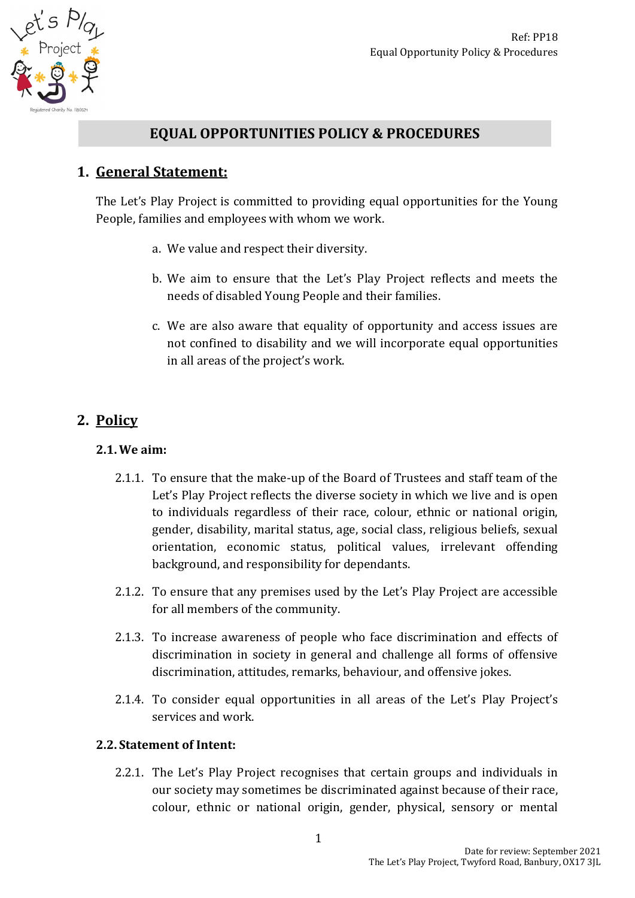# EQUAL OPPORTUNITIES POLICY & PROCEDURES

## 1. General Statement:

The Let's Play Project is committed to providing equal opportunities for the Young People, families and employees with whom we work.

a. We value and respect their diversity.

b. We aim to ensure that the Let's Play Project reflects and meets the needs of disabled Young People and their families.

c. We are also aware that equality of opportunity and access issues are not confined to disability and we will incorporate equal opportunities in all areas of the project's work.

## 2. Policy

### 2.1. We aim:

2.1.1. To ensure that the make-up of the Board of Trustees and staff team of the Let's Play Project reflects the diverse society in which we live and is open to individuals regardless of their race, colour, ethnic or national origin, gender, disability, marital status, age, social class, religious beliefs, sexual orientation, economic status, political values, irrelevant offending background, and responsibility for dependants.

2.1.2. To ensure that any premises used by the Let's Play Project are accessible for all members of the community.

2.1.3. To increase awareness of people who face discrimination and effects of discrimination in society in general and challenge all forms of offensive discrimination, attitudes, remarks, behaviour, and offensive jokes.

2.1.4. To consider equal opportunities in all areas of the Let's Play Project's services and work.

### 2.2. Statement of Intent:

2.2.1. The Let's Play Project recognises that certain groups and individuals in our society may sometimes be discriminated against because of their race, colour, ethnic or national origin, gender, physical, sensory or mental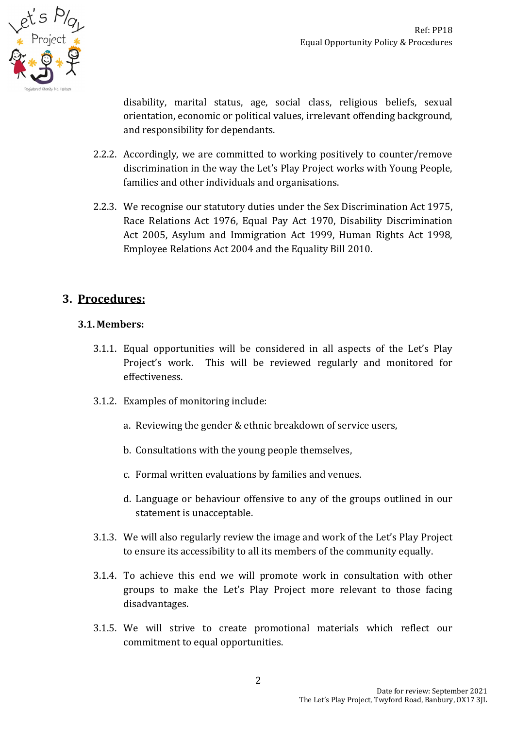disability, marital status, age, social class, religious beliefs, sexual orientation, economic or political values, irrelevant offending background, and responsibility for dependants.

2.2.2. Accordingly, we are committed to working positively to counter/remove discrimination in the way the Let's Play Project works with Young People, families and other individuals and organisations.

2.2.3. We recognise our statutory duties under the Sex Discrimination Act 1975, Race Relations Act 1976, Equal Pay Act 1970, Disability Discrimination Act 2005, Asylum and Immigration Act 1999, Human Rights Act 1998, Employee Relations Act 2004 and the Equality Bill 2010.

## 3. Procedures:

### 3.1. Members:

3.1.1. Equal opportunities will be considered in all aspects of the Let's Play Project's work. This will be reviewed regularly and monitored for effectiveness.

3.1.2. Examples of monitoring include:

a. Reviewing the gender & ethnic breakdown of service users,

b. Consultations with the young people themselves,

c. Formal written evaluations by families and venues.

d. Language or behaviour offensive to any of the groups outlined in our statement is unacceptable.

3.1.3. We will also regularly review the image and work of the Let's Play Project to ensure its accessibility to all its members of the community equally.

3.1.4. To achieve this end we will promote work in consultation with other groups to make the Let's Play Project more relevant to those facing disadvantages.

3.1.5. We will strive to create promotional materials which reflect our commitment to equal opportunities.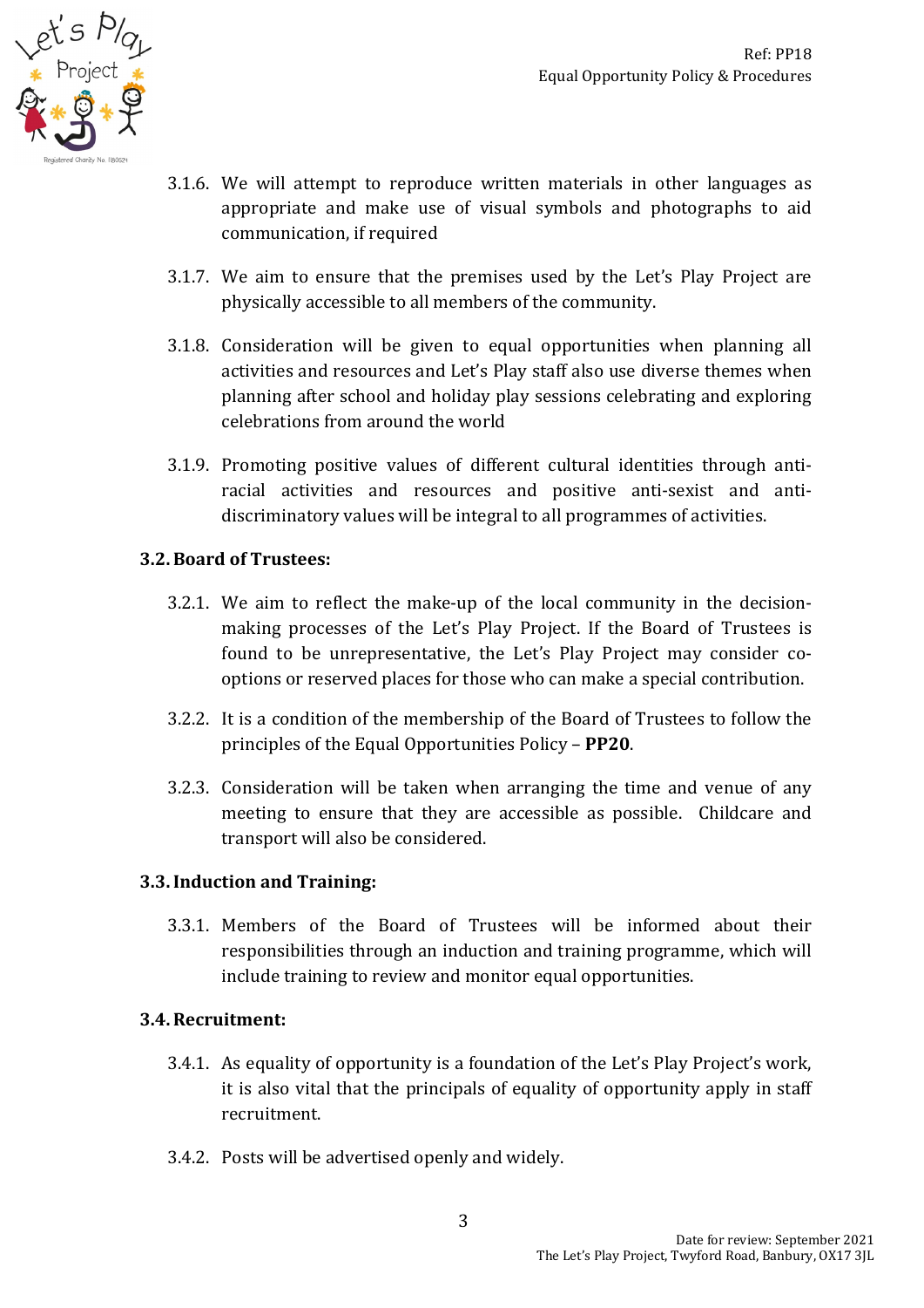3.1.6. We will attempt to reproduce written materials in other languages as appropriate and make use of visual symbols and photographs to aid communication, if required

3.1.7. We aim to ensure that the premises used by the Let's Play Project are physically accessible to all members of the community.

3.1.8. Consideration will be given to equal opportunities when planning all activities and resources and Let's Play staff also use diverse themes when planning after school and holiday play sessions celebrating and exploring celebrations from around the world

3.1.9. Promoting positive values of different cultural identities through anti-racial activities and resources and positive anti-sexist and anti-discriminatory values will be integral to all programmes of activities.

### 3.2. Board of Trustees:

3.2.1. We aim to reflect the make-up of the local community in the decision-making processes of the Let's Play Project. If the Board of Trustees is found to be unrepresentative, the Let's Play Project may consider co-options or reserved places for those who can make a special contribution.

3.2.2. It is a condition of the membership of the Board of Trustees to follow the principles of the Equal Opportunities Policy – **PP20**.

3.2.3. Consideration will be taken when arranging the time and venue of any meeting to ensure that they are accessible as possible. Childcare and transport will also be considered.

### 3.3. Induction and Training:

3.3.1. Members of the Board of Trustees will be informed about their responsibilities through an induction and training programme, which will include training to review and monitor equal opportunities.

### 3.4. Recruitment:

3.4.1. As equality of opportunity is a foundation of the Let's Play Project's work, it is also vital that the principals of equality of opportunity apply in staff recruitment.

3.4.2. Posts will be advertised openly and widely.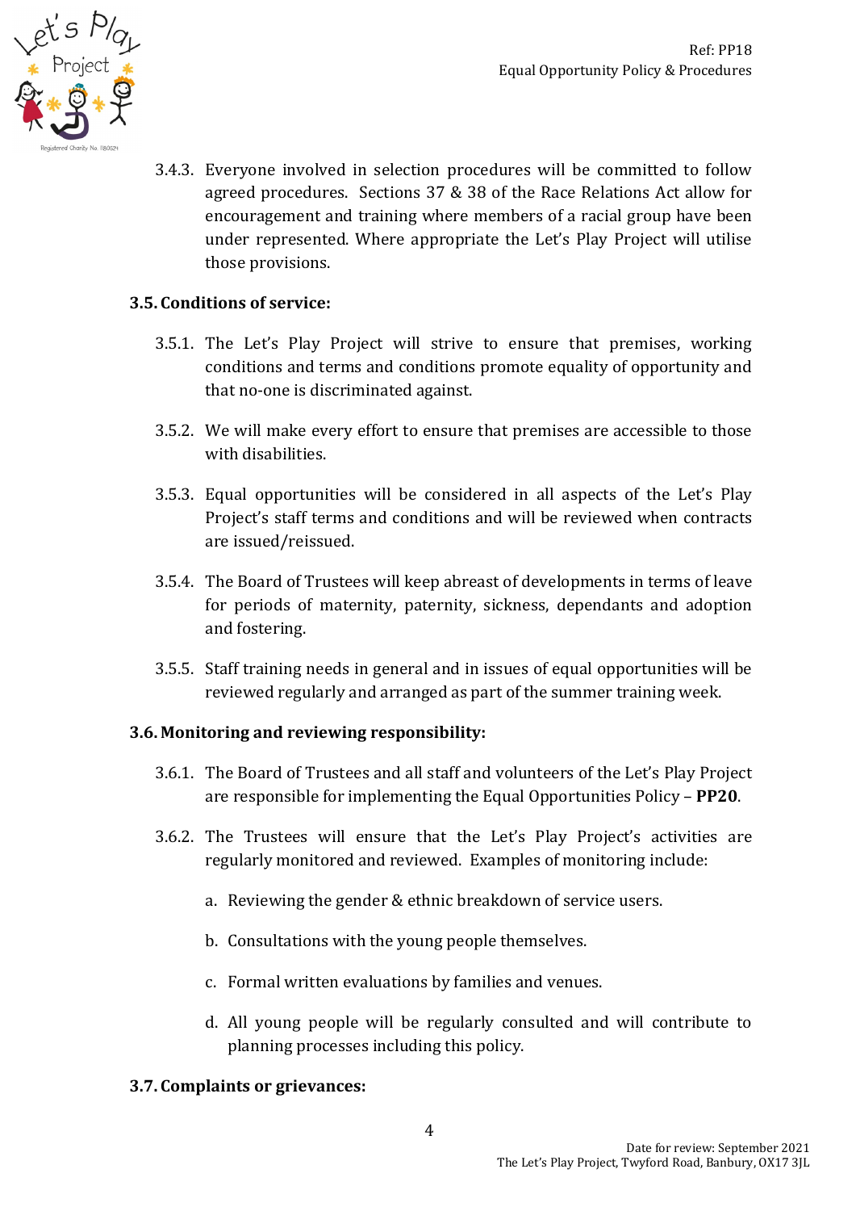3.4.3. Everyone involved in selection procedures will be committed to follow agreed procedures. Sections 37 & 38 of the Race Relations Act allow for encouragement and training where members of a racial group have been under represented. Where appropriate the Let's Play Project will utilise those provisions.

**3.5. Conditions of service:**

3.5.1. The Let's Play Project will strive to ensure that premises, working conditions and terms and conditions promote equality of opportunity and that no-one is discriminated against.

3.5.2. We will make every effort to ensure that premises are accessible to those with disabilities.

3.5.3. Equal opportunities will be considered in all aspects of the Let's Play Project's staff terms and conditions and will be reviewed when contracts are issued/reissued.

3.5.4. The Board of Trustees will keep abreast of developments in terms of leave for periods of maternity, paternity, sickness, dependants and adoption and fostering.

3.5.5. Staff training needs in general and in issues of equal opportunities will be reviewed regularly and arranged as part of the summer training week.

**3.6. Monitoring and reviewing responsibility:**

3.6.1. The Board of Trustees and all staff and volunteers of the Let's Play Project are responsible for implementing the Equal Opportunities Policy – **PP20**.

3.6.2. The Trustees will ensure that the Let's Play Project's activities are regularly monitored and reviewed. Examples of monitoring include:

a. Reviewing the gender & ethnic breakdown of service users.

b. Consultations with the young people themselves.

c. Formal written evaluations by families and venues.

d. All young people will be regularly consulted and will contribute to planning processes including this policy.

**3.7. Complaints or grievances:**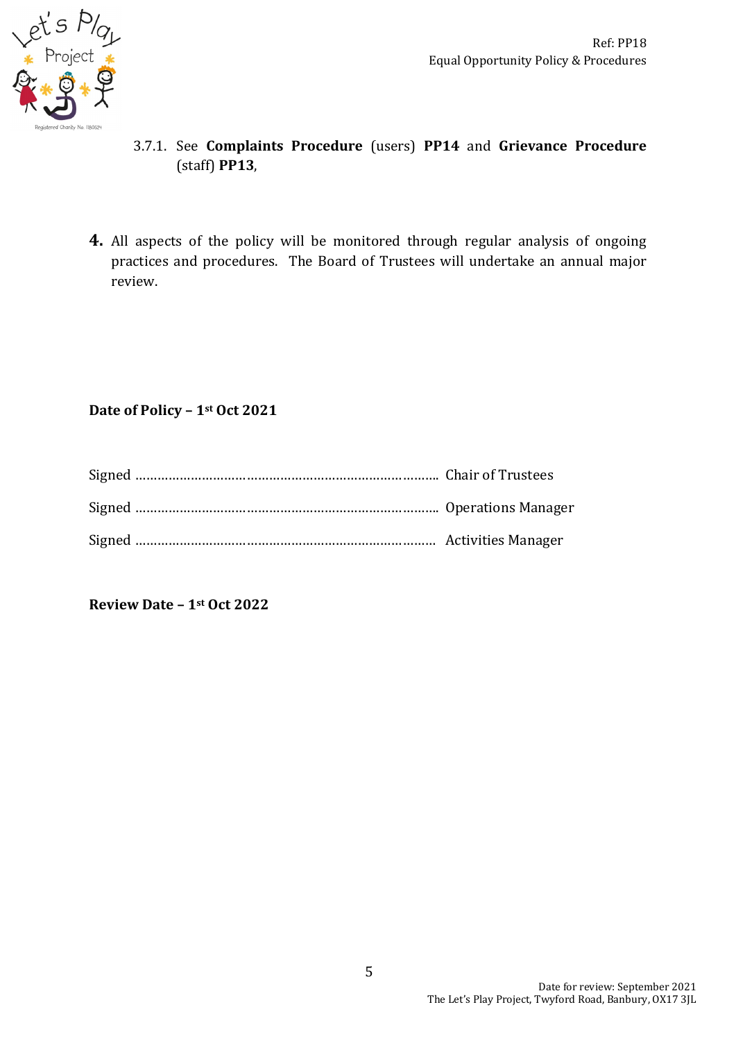3.7.1. See **Complaints Procedure** (users) **PP14** and **Grievance Procedure** (staff) **PP13**,

**4.** All aspects of the policy will be monitored through regular analysis of ongoing practices and procedures. The Board of Trustees will undertake an annual major review.

**Date of Policy – 1st Oct 2021**

Signed ………………………………………………………………….. Chair of Trustees

Signed ………………………………………………………………….. Operations Manager

Signed ………………………………………………………………… Activities Manager

**Review Date – 1st Oct 2022**